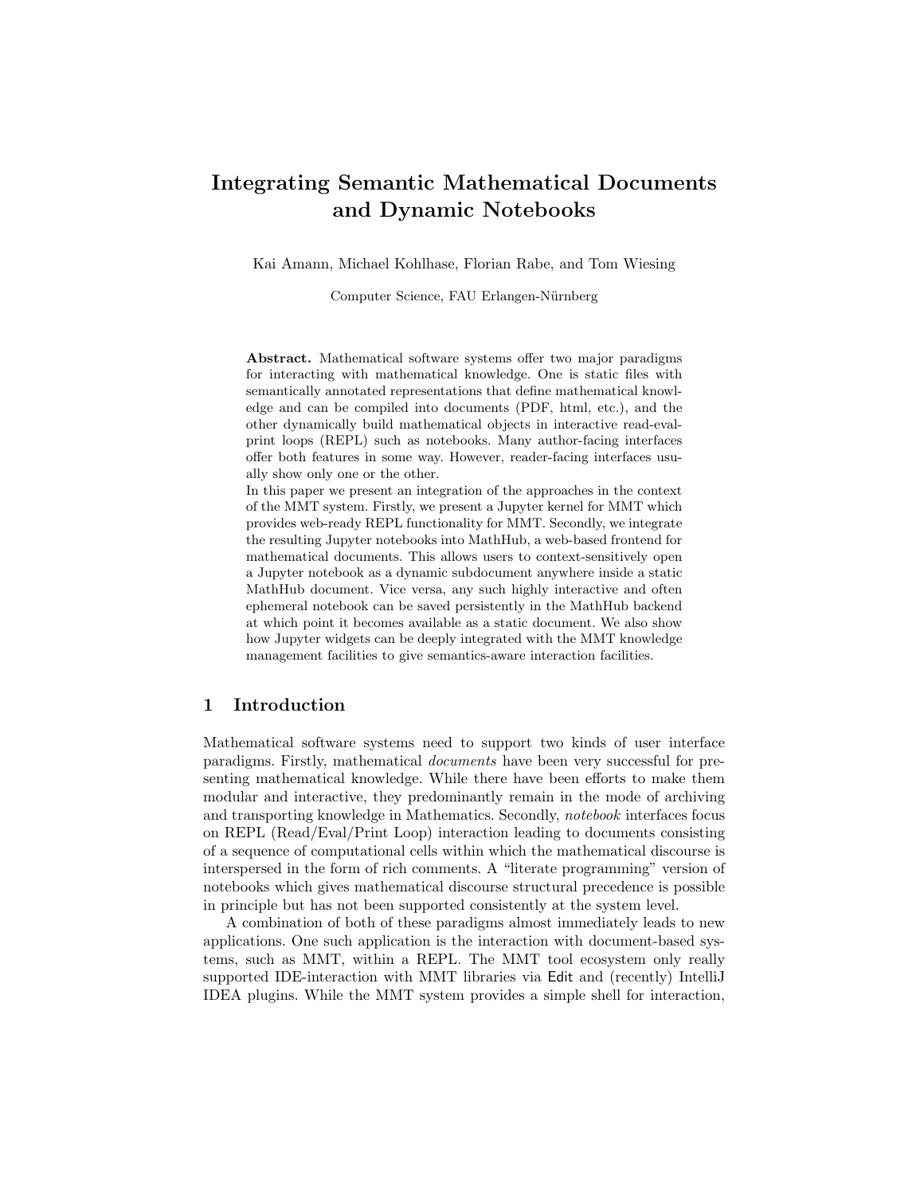# Integrating Semantic Mathematical Documents and Dynamic Notebooks

Kai Amann, Michael Kohlhase, Florian Rabe, and Tom Wiesing

Computer Science, FAU Erlangen-Nürnberg

**Abstract.** Mathematical software systems offer two major paradigms for interacting with mathematical knowledge. One is static files with semantically annotated representations that define mathematical knowledge and can be compiled into documents (PDF, html, etc.), and the other dynamically build mathematical objects in interactive read-eval-print loops (REPL) such as notebooks. Many author-facing interfaces offer both features in some way. However, reader-facing interfaces usually show only one or the other.
In this paper we present an integration of the approaches in the context of the MMT system. Firstly, we present a Jupyter kernel for MMT which provides web-ready REPL functionality for MMT. Secondly, we integrate the resulting Jupyter notebooks into MathHub, a web-based frontend for mathematical documents. This allows users to context-sensitively open a Jupyter notebook as a dynamic subdocument anywhere inside a static MathHub document. Vice versa, any such highly interactive and often ephemeral notebook can be saved persistently in the MathHub backend at which point it becomes available as a static document. We also show how Jupyter widgets can be deeply integrated with the MMT knowledge management facilities to give semantics-aware interaction facilities.

## 1 Introduction

Mathematical software systems need to support two kinds of user interface paradigms. Firstly, mathematical *documents* have been very successful for presenting mathematical knowledge. While there have been efforts to make them modular and interactive, they predominantly remain in the mode of archiving and transporting knowledge in Mathematics. Secondly, *notebook* interfaces focus on REPL (Read/Eval/Print Loop) interaction leading to documents consisting of a sequence of computational cells within which the mathematical discourse is interspersed in the form of rich comments. A "literate programming" version of notebooks which gives mathematical discourse structural precedence is possible in principle but has not been supported consistently at the system level.

A combination of both of these paradigms almost immediately leads to new applications. One such application is the interaction with document-based systems, such as MMT, within a REPL. The MMT tool ecosystem only really supported IDE-interaction with MMT libraries via Edit and (recently) IntelliJ IDEA plugins. While the MMT system provides a simple shell for interaction,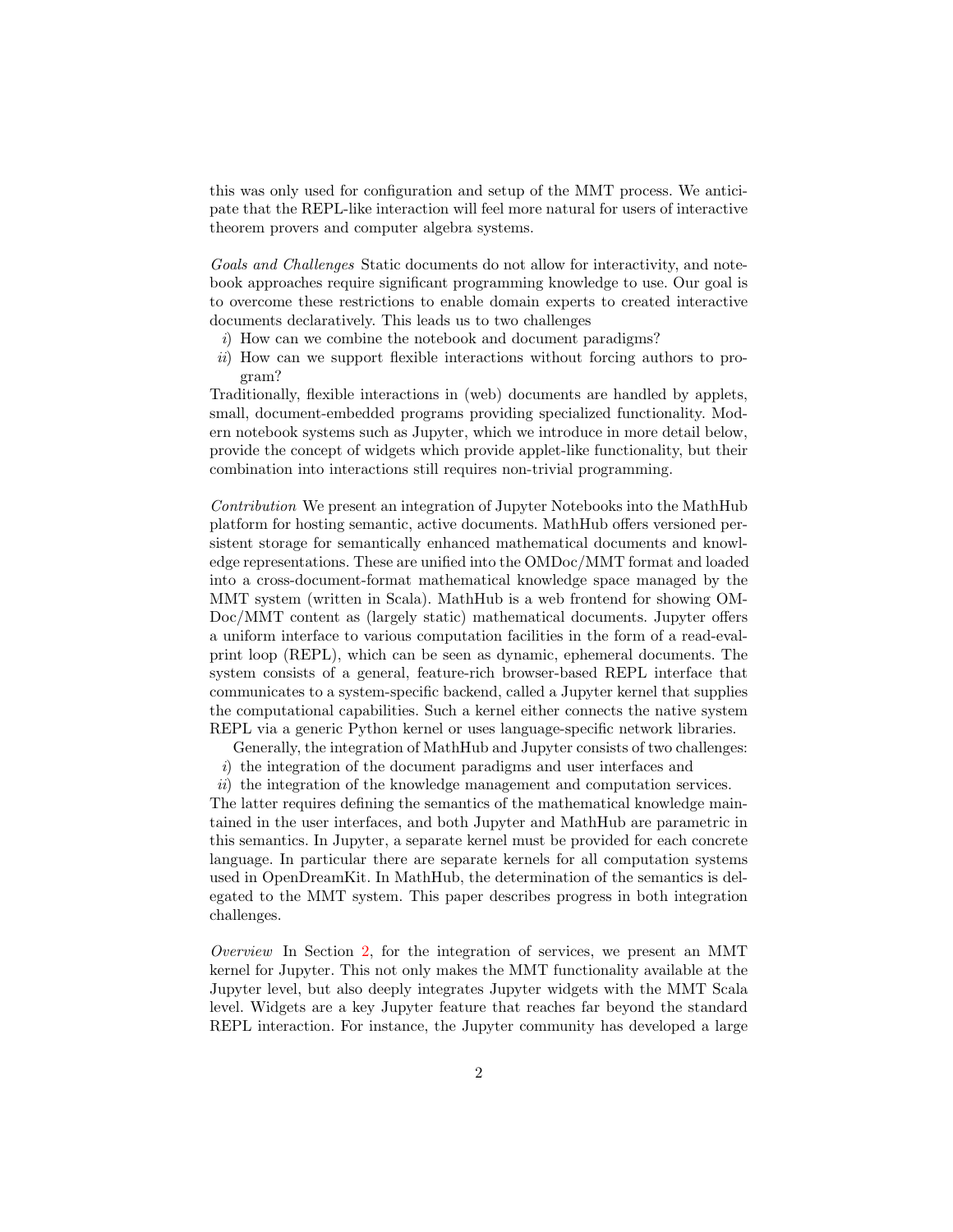this was only used for configuration and setup of the MMT process. We anticipate that the REPL-like interaction will feel more natural for users of interactive theorem provers and computer algebra systems.

*Goals and Challenges* Static documents do not allow for interactivity, and notebook approaches require significant programming knowledge to use. Our goal is to overcome these restrictions to enable domain experts to created interactive documents declaratively. This leads us to two challenges

*i*) How can we combine the notebook and document paradigms?
*ii*) How can we support flexible interactions without forcing authors to program?

Traditionally, flexible interactions in (web) documents are handled by applets, small, document-embedded programs providing specialized functionality. Modern notebook systems such as Jupyter, which we introduce in more detail below, provide the concept of widgets which provide applet-like functionality, but their combination into interactions still requires non-trivial programming.

*Contribution* We present an integration of Jupyter Notebooks into the MathHub platform for hosting semantic, active documents. MathHub offers versioned persistent storage for semantically enhanced mathematical documents and knowledge representations. These are unified into the OMDoc/MMT format and loaded into a cross-document-format mathematical knowledge space managed by the MMT system (written in Scala). MathHub is a web frontend for showing OMDoc/MMT content as (largely static) mathematical documents. Jupyter offers a uniform interface to various computation facilities in the form of a read-eval-print loop (REPL), which can be seen as dynamic, ephemeral documents. The system consists of a general, feature-rich browser-based REPL interface that communicates to a system-specific backend, called a Jupyter kernel that supplies the computational capabilities. Such a kernel either connects the native system REPL via a generic Python kernel or uses language-specific network libraries.

Generally, the integration of MathHub and Jupyter consists of two challenges:

*i*) the integration of the document paradigms and user interfaces and
*ii*) the integration of the knowledge management and computation services.

The latter requires defining the semantics of the mathematical knowledge maintained in the user interfaces, and both Jupyter and MathHub are parametric in this semantics. In Jupyter, a separate kernel must be provided for each concrete language. In particular there are separate kernels for all computation systems used in OpenDreamKit. In MathHub, the determination of the semantics is delegated to the MMT system. This paper describes progress in both integration challenges.

*Overview* In Section 2, for the integration of services, we present an MMT kernel for Jupyter. This not only makes the MMT functionality available at the Jupyter level, but also deeply integrates Jupyter widgets with the MMT Scala level. Widgets are a key Jupyter feature that reaches far beyond the standard REPL interaction. For instance, the Jupyter community has developed a large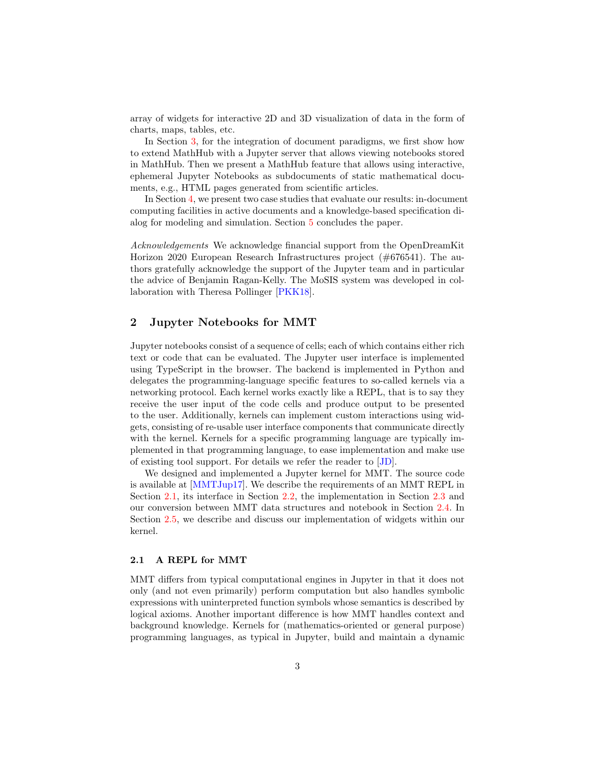array of widgets for interactive 2D and 3D visualization of data in the form of charts, maps, tables, etc.

In Section 3, for the integration of document paradigms, we first show how to extend MathHub with a Jupyter server that allows viewing notebooks stored in MathHub. Then we present a MathHub feature that allows using interactive, ephemeral Jupyter Notebooks as subdocuments of static mathematical documents, e.g., HTML pages generated from scientific articles.

In Section 4, we present two case studies that evaluate our results: in-document computing facilities in active documents and a knowledge-based specification dialog for modeling and simulation. Section 5 concludes the paper.

*Acknowledgements* We acknowledge financial support from the OpenDreamKit Horizon 2020 European Research Infrastructures project (#676541). The authors gratefully acknowledge the support of the Jupyter team and in particular the advice of Benjamin Ragan-Kelly. The MoSIS system was developed in collaboration with Theresa Pollinger [PKK18].

## 2 Jupyter Notebooks for MMT

Jupyter notebooks consist of a sequence of cells; each of which contains either rich text or code that can be evaluated. The Jupyter user interface is implemented using TypeScript in the browser. The backend is implemented in Python and delegates the programming-language specific features to so-called kernels via a networking protocol. Each kernel works exactly like a REPL, that is to say they receive the user input of the code cells and produce output to be presented to the user. Additionally, kernels can implement custom interactions using widgets, consisting of re-usable user interface components that communicate directly with the kernel. Kernels for a specific programming language are typically implemented in that programming language, to ease implementation and make use of existing tool support. For details we refer the reader to [JD].

We designed and implemented a Jupyter kernel for MMT. The source code is available at [MMTJup17]. We describe the requirements of an MMT REPL in Section 2.1, its interface in Section 2.2, the implementation in Section 2.3 and our conversion between MMT data structures and notebook in Section 2.4. In Section 2.5, we describe and discuss our implementation of widgets within our kernel.

### 2.1 A REPL for MMT

MMT differs from typical computational engines in Jupyter in that it does not only (and not even primarily) perform computation but also handles symbolic expressions with uninterpreted function symbols whose semantics is described by logical axioms. Another important difference is how MMT handles context and background knowledge. Kernels for (mathematics-oriented or general purpose) programming languages, as typical in Jupyter, build and maintain a dynamic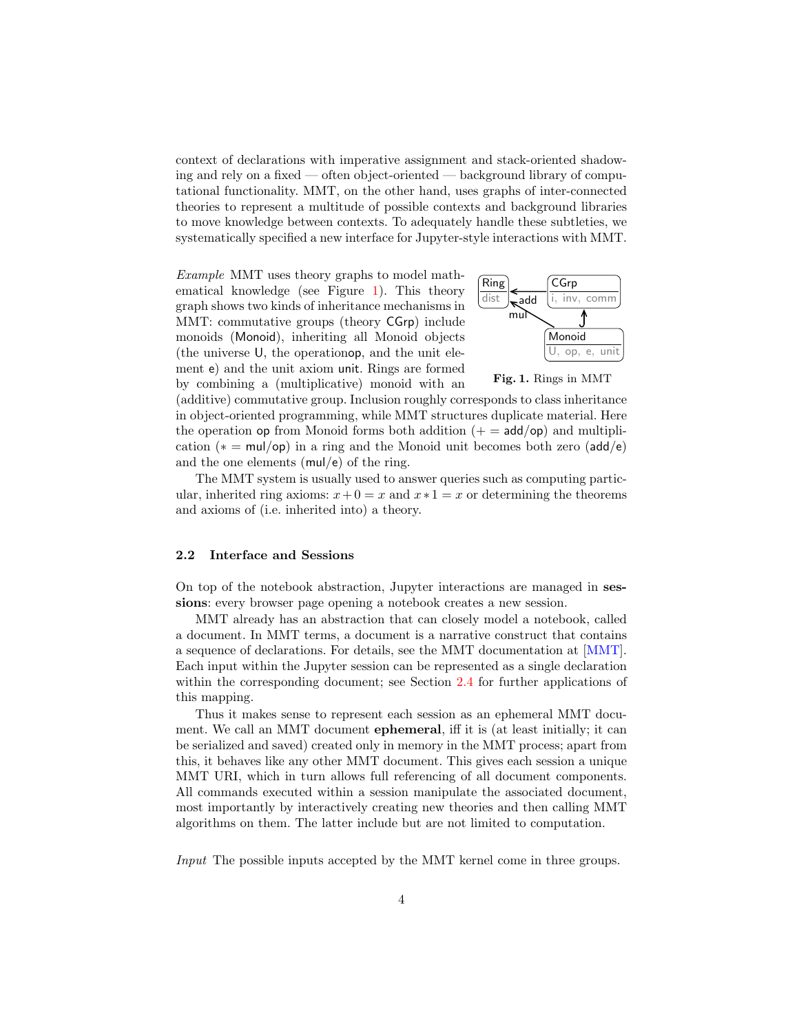context of declarations with imperative assignment and stack-oriented shadowing and rely on a fixed — often object-oriented — background library of computational functionality. MMT, on the other hand, uses graphs of inter-connected theories to represent a multitude of possible contexts and background libraries to move knowledge between contexts. To adequately handle these subtleties, we systematically specified a new interface for Jupyter-style interactions with MMT.

*Example* MMT uses theory graphs to model mathematical knowledge (see Figure 1). This theory graph shows two kinds of inheritance mechanisms in MMT: commutative groups (theory CGrp) include monoids (Monoid), inheriting all Monoid objects (the universe U, the operationop, and the unit element e) and the unit axiom unit. Rings are formed by combining a (multiplicative) monoid with an (additive) commutative group. Inclusion roughly corresponds to class inheritance in object-oriented programming, while MMT structures duplicate material. Here the operation op from Monoid forms both addition ($+$ = add/op) and multiplication ($*$ = mul/op) in a ring and the Monoid unit becomes both zero (add/e) and the one elements (mul/e) of the ring.

Ring
dist
add
mul
CGrp
i, inv, comm
Monoid
U, op, e, unit

**Fig. 1.** Rings in MMT

The MMT system is usually used to answer queries such as computing particular, inherited ring axioms: $x + 0 = x$ and $x * 1 = x$ or determining the theorems and axioms of (i.e. inherited into) a theory.

### 2.2 Interface and Sessions

On top of the notebook abstraction, Jupyter interactions are managed in **sessions**: every browser page opening a notebook creates a new session.

MMT already has an abstraction that can closely model a notebook, called a document. In MMT terms, a document is a narrative construct that contains a sequence of declarations. For details, see the MMT documentation at [MMT]. Each input within the Jupyter session can be represented as a single declaration within the corresponding document; see Section 2.4 for further applications of this mapping.

Thus it makes sense to represent each session as an ephemeral MMT document. We call an MMT document **ephemeral**, iff it is (at least initially; it can be serialized and saved) created only in memory in the MMT process; apart from this, it behaves like any other MMT document. This gives each session a unique MMT URI, which in turn allows full referencing of all document components. All commands executed within a session manipulate the associated document, most importantly by interactively creating new theories and then calling MMT algorithms on them. The latter include but are not limited to computation.

*Input* The possible inputs accepted by the MMT kernel come in three groups.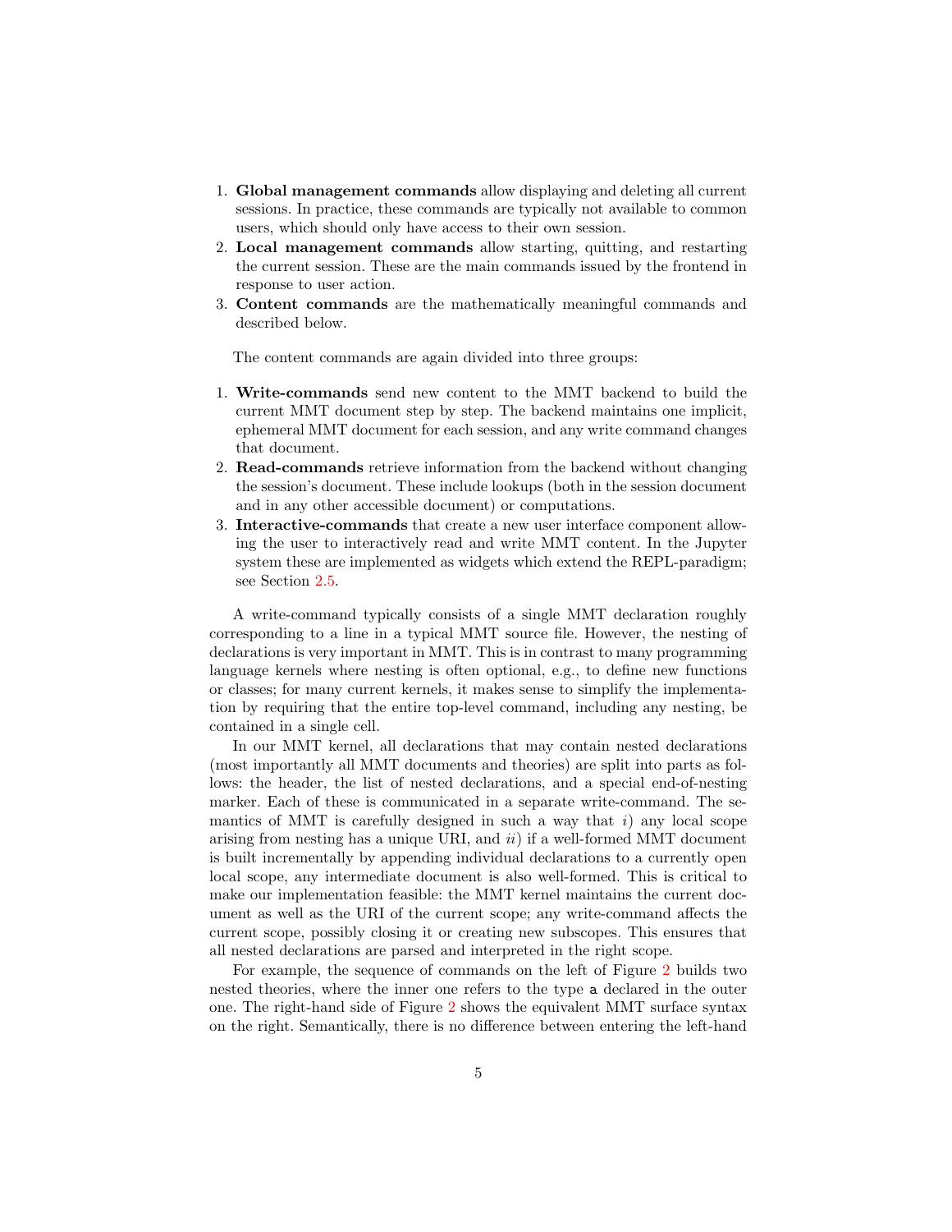1. **Global management commands** allow displaying and deleting all current sessions. In practice, these commands are typically not available to common users, which should only have access to their own session.
2. **Local management commands** allow starting, quitting, and restarting the current session. These are the main commands issued by the frontend in response to user action.
3. **Content commands** are the mathematically meaningful commands and described below.

The content commands are again divided into three groups:

1. **Write-commands** send new content to the MMT backend to build the current MMT document step by step. The backend maintains one implicit, ephemeral MMT document for each session, and any write command changes that document.
2. **Read-commands** retrieve information from the backend without changing the session's document. These include lookups (both in the session document and in any other accessible document) or computations.
3. **Interactive-commands** that create a new user interface component allowing the user to interactively read and write MMT content. In the Jupyter system these are implemented as widgets which extend the REPL-paradigm; see Section 2.5.

A write-command typically consists of a single MMT declaration roughly corresponding to a line in a typical MMT source file. However, the nesting of declarations is very important in MMT. This is in contrast to many programming language kernels where nesting is often optional, e.g., to define new functions or classes; for many current kernels, it makes sense to simplify the implementation by requiring that the entire top-level command, including any nesting, be contained in a single cell.

In our MMT kernel, all declarations that may contain nested declarations (most importantly all MMT documents and theories) are split into parts as follows: the header, the list of nested declarations, and a special end-of-nesting marker. Each of these is communicated in a separate write-command. The semantics of MMT is carefully designed in such a way that *i*) any local scope arising from nesting has a unique URI, and *ii*) if a well-formed MMT document is built incrementally by appending individual declarations to a currently open local scope, any intermediate document is also well-formed. This is critical to make our implementation feasible: the MMT kernel maintains the current document as well as the URI of the current scope; any write-command affects the current scope, possibly closing it or creating new subscopes. This ensures that all nested declarations are parsed and interpreted in the right scope.

For example, the sequence of commands on the left of Figure 2 builds two nested theories, where the inner one refers to the type `a` declared in the outer one. The right-hand side of Figure 2 shows the equivalent MMT surface syntax on the right. Semantically, there is no difference between entering the left-hand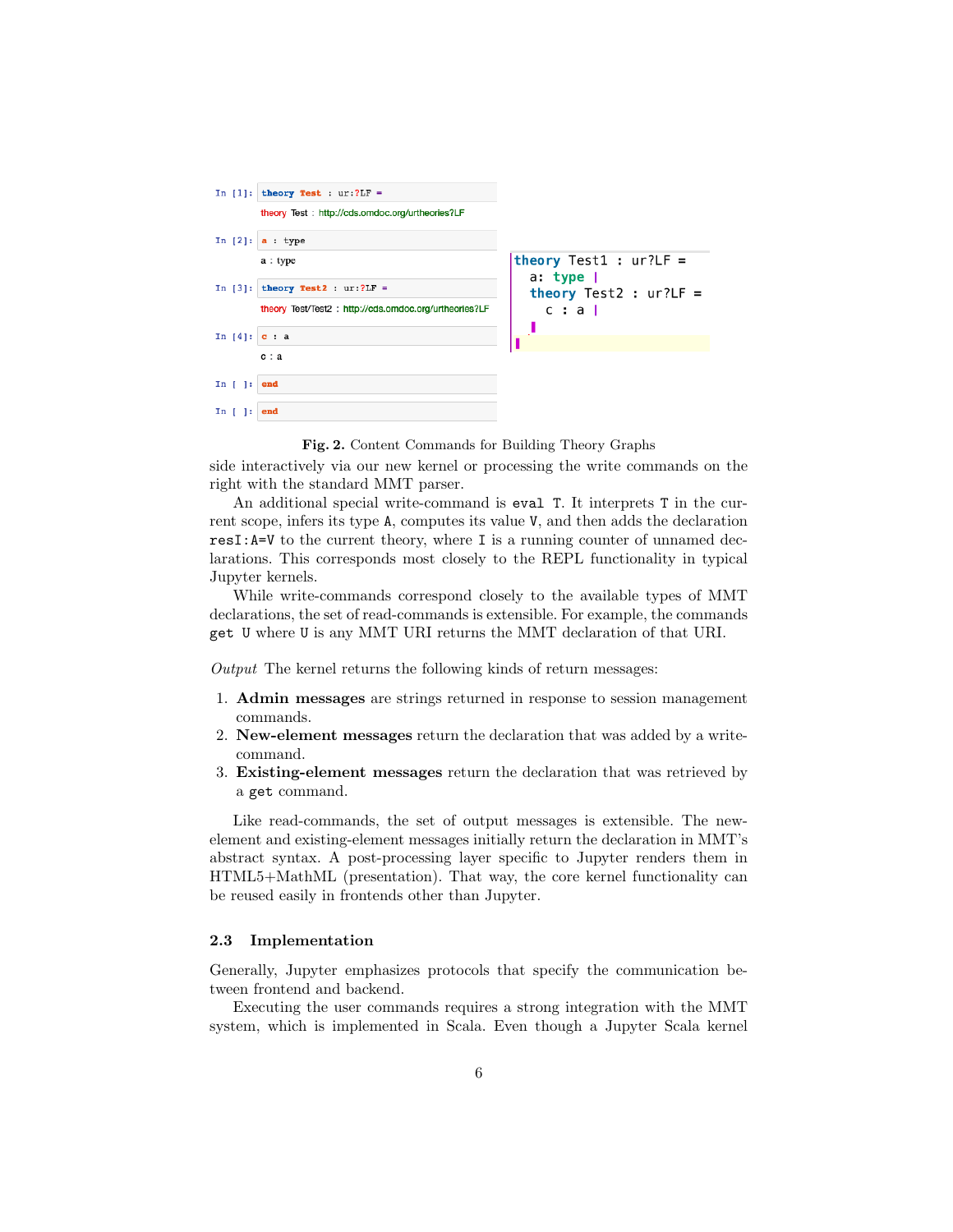```
In [1]: theory Test : ur:?LF =
        theory Test : http://cds.omdoc.org/urtheories?LF

In [2]: a : type
        a : type

In [3]: theory Test2 : ur:?LF =
        theory Test/Test2 : http://cds.omdoc.org/urtheories?LF

In [4]: c : a
        c : a

In [ ]: end

In [ ]: end
```

```
theory Test1 : ur?LF =
  a: type |
  theory Test2 : ur?LF =
    c : a |
```

**Fig. 2.** Content Commands for Building Theory Graphs

side interactively via our new kernel or processing the write commands on the right with the standard MMT parser.

An additional special write-command is `eval T`. It interprets `T` in the current scope, infers its type `A`, computes its value `V`, and then adds the declaration `resI:A=V` to the current theory, where `I` is a running counter of unnamed declarations. This corresponds most closely to the REPL functionality in typical Jupyter kernels.

While write-commands correspond closely to the available types of MMT declarations, the set of read-commands is extensible. For example, the commands `get U` where `U` is any MMT URI returns the MMT declaration of that URI.

*Output* The kernel returns the following kinds of return messages:

1. **Admin messages** are strings returned in response to session management commands.
2. **New-element messages** return the declaration that was added by a write-command.
3. **Existing-element messages** return the declaration that was retrieved by a `get` command.

Like read-commands, the set of output messages is extensible. The new-element and existing-element messages initially return the declaration in MMT's abstract syntax. A post-processing layer specific to Jupyter renders them in HTML5+MathML (presentation). That way, the core kernel functionality can be reused easily in frontends other than Jupyter.

### 2.3 Implementation

Generally, Jupyter emphasizes protocols that specify the communication between frontend and backend.

Executing the user commands requires a strong integration with the MMT system, which is implemented in Scala. Even though a Jupyter Scala kernel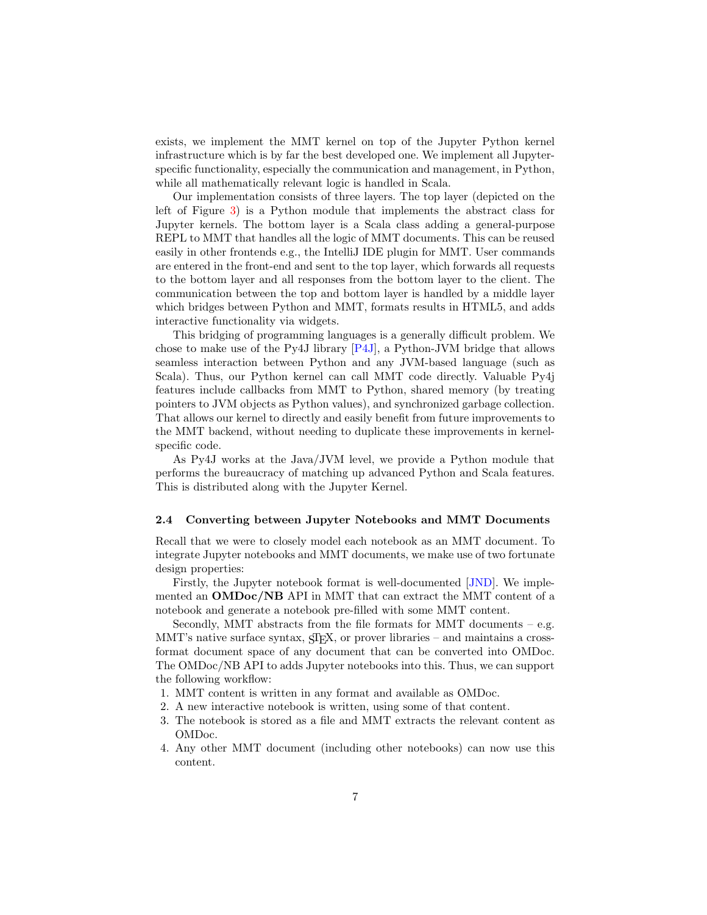exists, we implement the MMT kernel on top of the Jupyter Python kernel infrastructure which is by far the best developed one. We implement all Jupyter-specific functionality, especially the communication and management, in Python, while all mathematically relevant logic is handled in Scala.

Our implementation consists of three layers. The top layer (depicted on the left of Figure 3) is a Python module that implements the abstract class for Jupyter kernels. The bottom layer is a Scala class adding a general-purpose REPL to MMT that handles all the logic of MMT documents. This can be reused easily in other frontends e.g., the IntelliJ IDE plugin for MMT. User commands are entered in the front-end and sent to the top layer, which forwards all requests to the bottom layer and all responses from the bottom layer to the client. The communication between the top and bottom layer is handled by a middle layer which bridges between Python and MMT, formats results in HTML5, and adds interactive functionality via widgets.

This bridging of programming languages is a generally difficult problem. We chose to make use of the Py4J library [P4J], a Python-JVM bridge that allows seamless interaction between Python and any JVM-based language (such as Scala). Thus, our Python kernel can call MMT code directly. Valuable Py4j features include callbacks from MMT to Python, shared memory (by treating pointers to JVM objects as Python values), and synchronized garbage collection. That allows our kernel to directly and easily benefit from future improvements to the MMT backend, without needing to duplicate these improvements in kernel-specific code.

As Py4J works at the Java/JVM level, we provide a Python module that performs the bureaucracy of matching up advanced Python and Scala features. This is distributed along with the Jupyter Kernel.

### 2.4 Converting between Jupyter Notebooks and MMT Documents

Recall that we were to closely model each notebook as an MMT document. To integrate Jupyter notebooks and MMT documents, we make use of two fortunate design properties:

Firstly, the Jupyter notebook format is well-documented [JND]. We implemented an **OMDoc/NB** API in MMT that can extract the MMT content of a notebook and generate a notebook pre-filled with some MMT content.

Secondly, MMT abstracts from the file formats for MMT documents – e.g. MMT's native surface syntax, sTeX, or prover libraries – and maintains a cross-format document space of any document that can be converted into OMDoc. The OMDoc/NB API to adds Jupyter notebooks into this. Thus, we can support the following workflow:

1. MMT content is written in any format and available as OMDoc.
2. A new interactive notebook is written, using some of that content.
3. The notebook is stored as a file and MMT extracts the relevant content as OMDoc.
4. Any other MMT document (including other notebooks) can now use this content.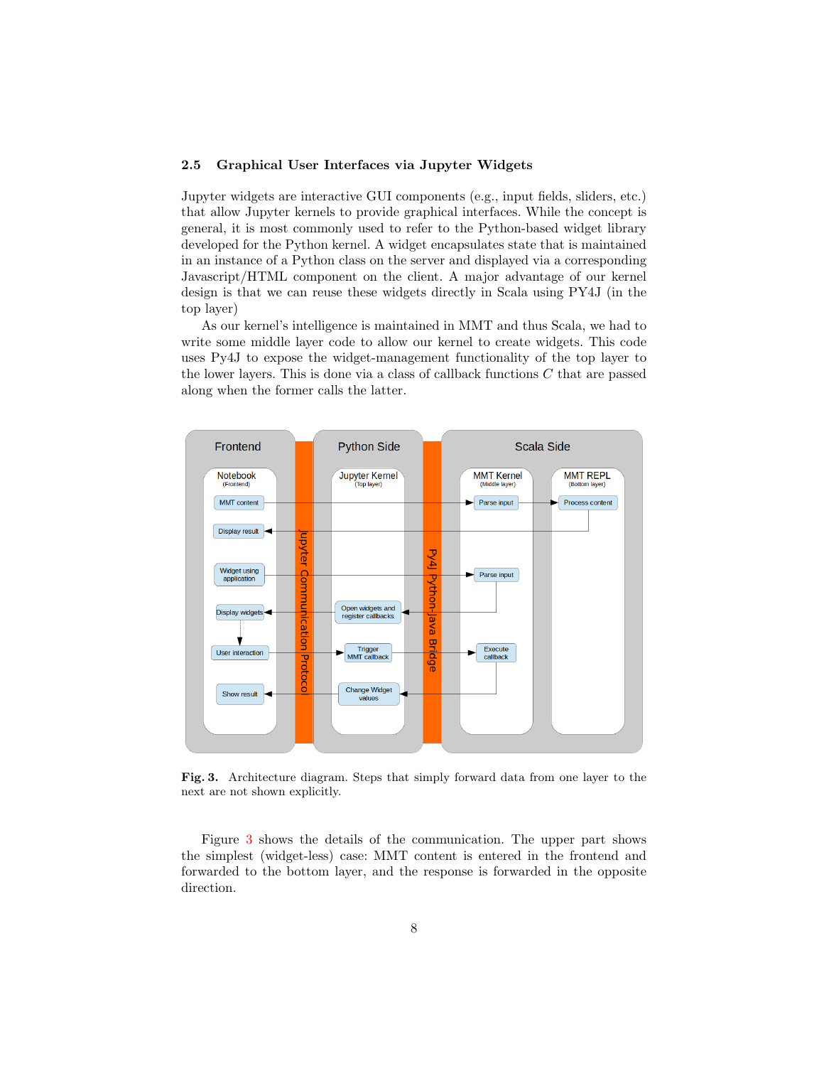### 2.5 Graphical User Interfaces via Jupyter Widgets

Jupyter widgets are interactive GUI components (e.g., input fields, sliders, etc.) that allow Jupyter kernels to provide graphical interfaces. While the concept is general, it is most commonly used to refer to the Python-based widget library developed for the Python kernel. A widget encapsulates state that is maintained in an instance of a Python class on the server and displayed via a corresponding Javascript/HTML component on the client. A major advantage of our kernel design is that we can reuse these widgets directly in Scala using PY4J (in the top layer)

As our kernel's intelligence is maintained in MMT and thus Scala, we had to write some middle layer code to allow our kernel to create widgets. This code uses Py4J to expose the widget-management functionality of the top layer to the lower layers. This is done via a class of callback functions $C$ that are passed along when the former calls the latter.

**Fig. 3.** Architecture diagram. Steps that simply forward data from one layer to the next are not shown explicitly.

Figure 3 shows the details of the communication. The upper part shows the simplest (widget-less) case: MMT content is entered in the frontend and forwarded to the bottom layer, and the response is forwarded in the opposite direction.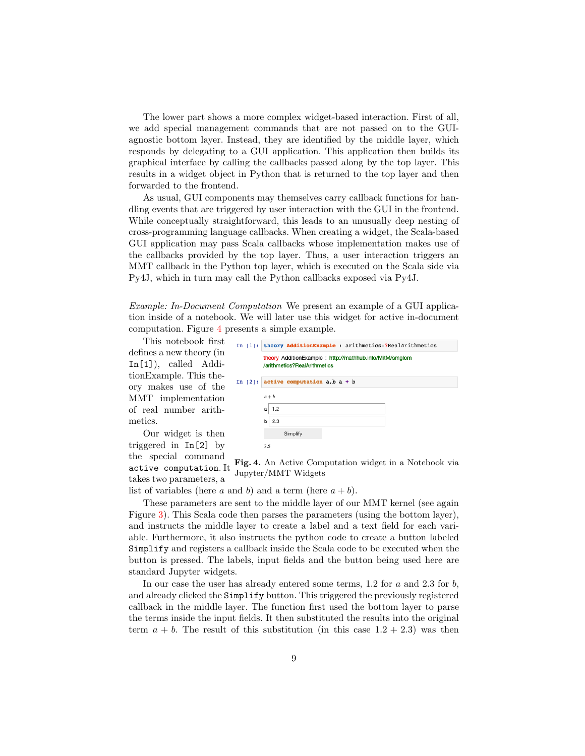The lower part shows a more complex widget-based interaction. First of all, we add special management commands that are not passed on to the GUI-agnostic bottom layer. Instead, they are identified by the middle layer, which responds by delegating to a GUI application. This application then builds its graphical interface by calling the callbacks passed along by the top layer. This results in a widget object in Python that is returned to the top layer and then forwarded to the frontend.

As usual, GUI components may themselves carry callback functions for handling events that are triggered by user interaction with the GUI in the frontend. While conceptually straightforward, this leads to an unusually deep nesting of cross-programming language callbacks. When creating a widget, the Scala-based GUI application may pass Scala callbacks whose implementation makes use of the callbacks provided by the top layer. Thus, a user interaction triggers an MMT callback in the Python top layer, which is executed on the Scala side via Py4J, which in turn may call the Python callbacks exposed via Py4J.

*Example: In-Document Computation* We present an example of a GUI application inside of a notebook. We will later use this widget for active in-document computation. Figure 4 presents a simple example.

This notebook first defines a new theory (in `In[1]`), called AdditionExample. This theory makes use of the MMT implementation of real number arithmetics.

Our widget is then triggered in `In[2]` by the special command `active computation`. It takes two parameters, a list of variables (here $a$ and $b$) and a term (here $a + b$).

```
In [1]: theory AdditionExample : arithmetics:?RealArithmetics

        theory AdditionExample : http://mathhub.info/MitM/smglom
        /arithmetics?RealArithmetics

In [2]: active computation a,b a + b

        a + b
        a  1.2
        b  2.3
        Simplify
        3.5
```

**Fig. 4.** An Active Computation widget in a Notebook via Jupyter/MMT Widgets

These parameters are sent to the middle layer of our MMT kernel (see again Figure 3). This Scala code then parses the parameters (using the bottom layer), and instructs the middle layer to create a label and a text field for each variable. Furthermore, it also instructs the python code to create a button labeled `Simplify` and registers a callback inside the Scala code to be executed when the button is pressed. The labels, input fields and the button being used here are standard Jupyter widgets.

In our case the user has already entered some terms, 1.2 for $a$ and 2.3 for $b$, and already clicked the `Simplify` button. This triggered the previously registered callback in the middle layer. The function first used the bottom layer to parse the terms inside the input fields. It then substituted the results into the original term $a + b$. The result of this substitution (in this case $1.2 + 2.3$) was then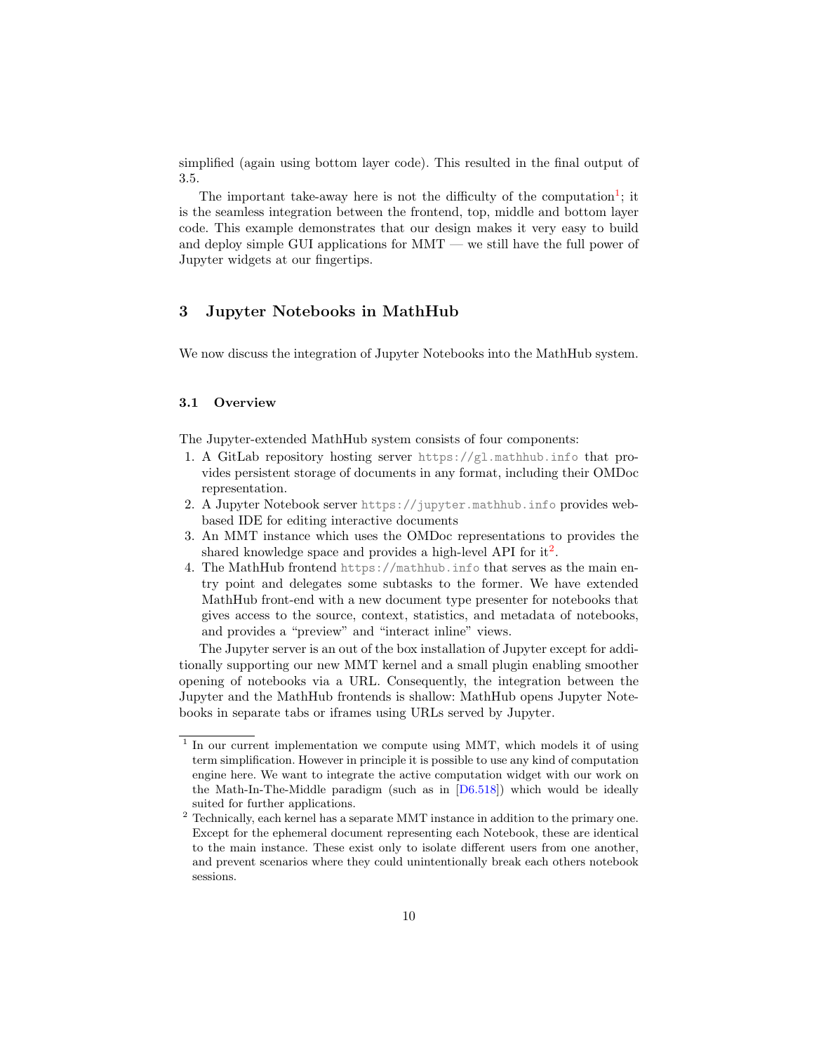simplified (again using bottom layer code). This resulted in the final output of 3.5.

The important take-away here is not the difficulty of the computation[1]; it is the seamless integration between the frontend, top, middle and bottom layer code. This example demonstrates that our design makes it very easy to build and deploy simple GUI applications for MMT — we still have the full power of Jupyter widgets at our fingertips.

## 3 Jupyter Notebooks in MathHub

We now discuss the integration of Jupyter Notebooks into the MathHub system.

### 3.1 Overview

The Jupyter-extended MathHub system consists of four components:

1. A GitLab repository hosting server `https://gl.mathhub.info` that provides persistent storage of documents in any format, including their OMDoc representation.
2. A Jupyter Notebook server `https://jupyter.mathhub.info` provides web-based IDE for editing interactive documents
3. An MMT instance which uses the OMDoc representations to provides the shared knowledge space and provides a high-level API for it[2].
4. The MathHub frontend `https://mathhub.info` that serves as the main entry point and delegates some subtasks to the former. We have extended MathHub front-end with a new document type presenter for notebooks that gives access to the source, context, statistics, and metadata of notebooks, and provides a "preview" and "interact inline" views.

The Jupyter server is an out of the box installation of Jupyter except for additionally supporting our new MMT kernel and a small plugin enabling smoother opening of notebooks via a URL. Consequently, the integration between the Jupyter and the MathHub frontends is shallow: MathHub opens Jupyter Notebooks in separate tabs or iframes using URLs served by Jupyter.

---

[1] In our current implementation we compute using MMT, which models it of using term simplification. However in principle it is possible to use any kind of computation engine here. We want to integrate the active computation widget with our work on the Math-In-The-Middle paradigm (such as in [D6.518]) which would be ideally suited for further applications.

[2] Technically, each kernel has a separate MMT instance in addition to the primary one. Except for the ephemeral document representing each Notebook, these are identical to the main instance. These exist only to isolate different users from one another, and prevent scenarios where they could unintentionally break each others notebook sessions.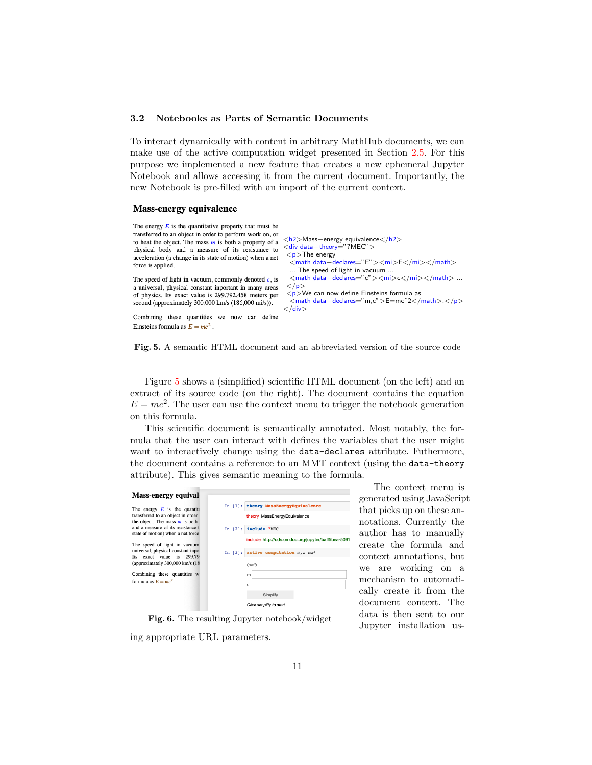### 3.2 Notebooks as Parts of Semantic Documents

To interact dynamically with content in arbitrary MathHub documents, we can make use of the active computation widget presented in Section 2.5. For this purpose we implemented a new feature that creates a new ephemeral Jupyter Notebook and allows accessing it from the current document. Importantly, the new Notebook is pre-filled with an import of the current context.

**Mass-energy equivalence**

The energy $E$ is the quantitative property that must be transferred to an object in order to perform work on, or to heat the object. The mass $m$ is both a property of a physical body and a measure of its resistance to acceleration (a change in its state of motion) when a net force is applied.

The speed of light in vacuum, commonly denoted $c$, is a universal, physical constant inportant in many areas of physics. Its exact value is 299,792,458 meters per second (approximately 300,000 km/s (186,000 mi/s)).

Combining these quantities we now can define Einsteins formula as $E = mc^2$ .

```
<h2>Mass−energy equivalence</h2>
<div data−theory="?MEC">
 <p>The energy
  <math data−declares="E"><mi>E</mi></math>
  ... The speed of light in vacuum ...
  <math data−declares="c"><mi>c</mi></math> ...
 </p>
 <p>We can now define Einsteins formula as
  <math data−declares="m,c">E=mc^2</math>.</p>
</div>
```

**Fig. 5.** A semantic HTML document and an abbreviated version of the source code

Figure 5 shows a (simplified) scientific HTML document (on the left) and an extract of its source code (on the right). The document contains the equation $E = mc^2$. The user can use the context menu to trigger the notebook generation on this formula.

This scientific document is semantically annotated. Most notably, the formula that the user can interact with defines the variables that the user might want to interactively change using the `data-declares` attribute. Futhermore, the document contains a reference to an MMT context (using the `data-theory` attribute). This gives semantic meaning to the formula.

**Mass-energy equival**

The energy $E$ is the quantit transferred to an object in order the object. The mass $m$ is both and a measure of its resistance t state of motion) when a net force

The speed of light in vacuum universal, physical constant inpo Its exact value is 299,79 (approximately 300,000 km/s (18

Combining these quantities w formula as $E = mc^2$ .

```
In [1]: theory MassEnergyEquivalence
        theory MassEnergyEquivalence

In [2]: include ?MEC
        include http://cds.omdoc.org/jupyter/baff5bea-5091

In [3]: active computation m,c mc²
        (mc²)
        m [        ]
        c [        ]
        Simplify
        Click simplify to start
```

**Fig. 6.** The resulting Jupyter notebook/widget

The context menu is generated using JavaScript that picks up on these annotations. Currently the author has to manually create the formula and context annotations, but we are working on a mechanism to automatically create it from the document context. The data is then sent to our Jupyter installation using appropriate URL parameters.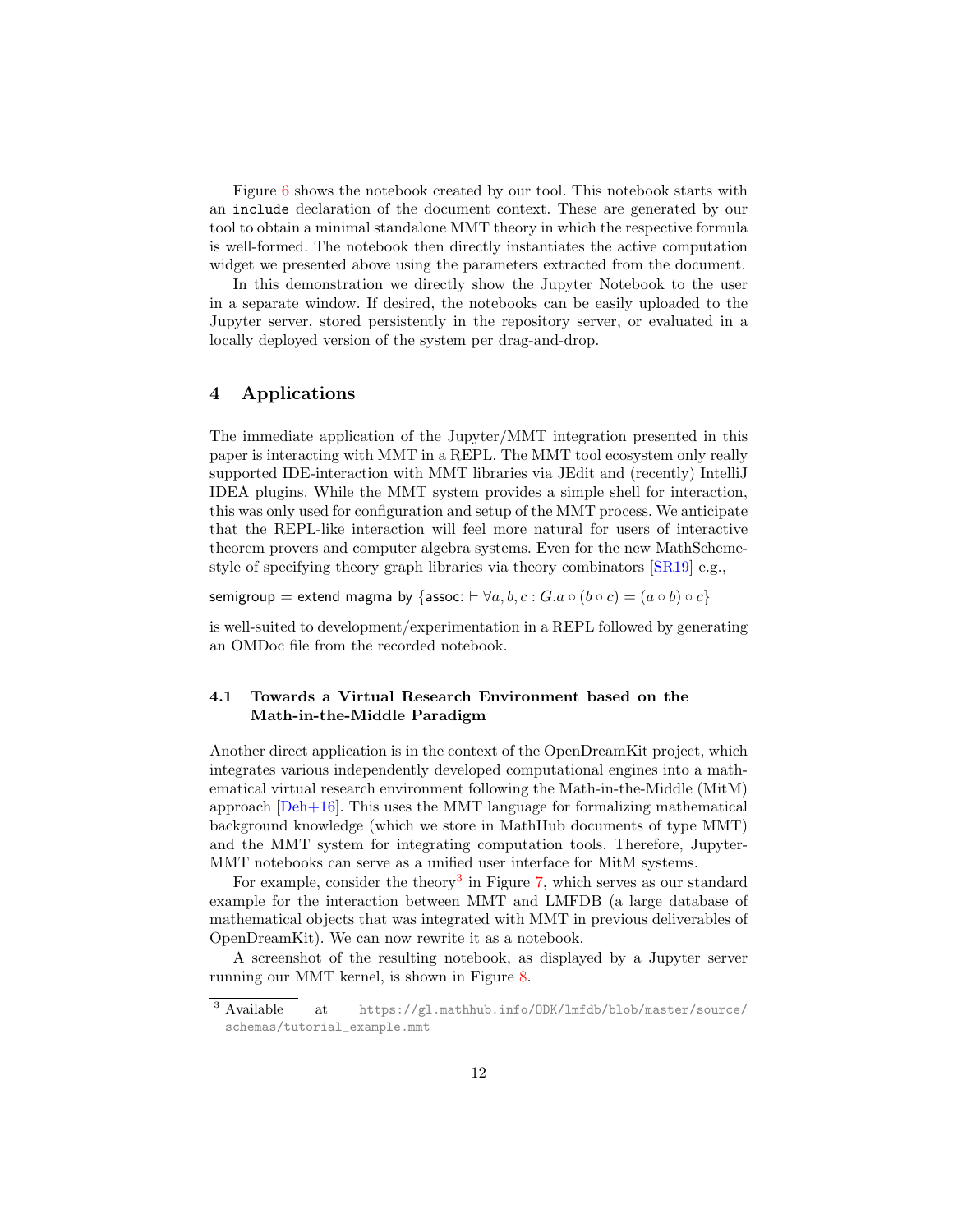Figure 6 shows the notebook created by our tool. This notebook starts with an `include` declaration of the document context. These are generated by our tool to obtain a minimal standalone MMT theory in which the respective formula is well-formed. The notebook then directly instantiates the active computation widget we presented above using the parameters extracted from the document.

In this demonstration we directly show the Jupyter Notebook to the user in a separate window. If desired, the notebooks can be easily uploaded to the Jupyter server, stored persistently in the repository server, or evaluated in a locally deployed version of the system per drag-and-drop.

## 4 Applications

The immediate application of the Jupyter/MMT integration presented in this paper is interacting with MMT in a REPL. The MMT tool ecosystem only really supported IDE-interaction with MMT libraries via JEdit and (recently) IntelliJ IDEA plugins. While the MMT system provides a simple shell for interaction, this was only used for configuration and setup of the MMT process. We anticipate that the REPL-like interaction will feel more natural for users of interactive theorem provers and computer algebra systems. Even for the new MathScheme-style of specifying theory graph libraries via theory combinators [SR19] e.g.,

$$\mathsf{semigroup} = \mathsf{extend\ magma\ by}\ \{\mathsf{assoc}\colon \vdash \forall a,b,c : G.a \circ (b \circ c) = (a \circ b) \circ c\}$$

is well-suited to development/experimentation in a REPL followed by generating an OMDoc file from the recorded notebook.

### 4.1 Towards a Virtual Research Environment based on the Math-in-the-Middle Paradigm

Another direct application is in the context of the OpenDreamKit project, which integrates various independently developed computational engines into a mathematical virtual research environment following the Math-in-the-Middle (MitM) approach [Deh+16]. This uses the MMT language for formalizing mathematical background knowledge (which we store in MathHub documents of type MMT) and the MMT system for integrating computation tools. Therefore, Jupyter-MMT notebooks can serve as a unified user interface for MitM systems.

For example, consider the theory[3] in Figure 7, which serves as our standard example for the interaction between MMT and LMFDB (a large database of mathematical objects that was integrated with MMT in previous deliverables of OpenDreamKit). We can now rewrite it as a notebook.

A screenshot of the resulting notebook, as displayed by a Jupyter server running our MMT kernel, is shown in Figure 8.

[3] Available at https://gl.mathhub.info/ODK/lmfdb/blob/master/source/schemas/tutorial_example.mmt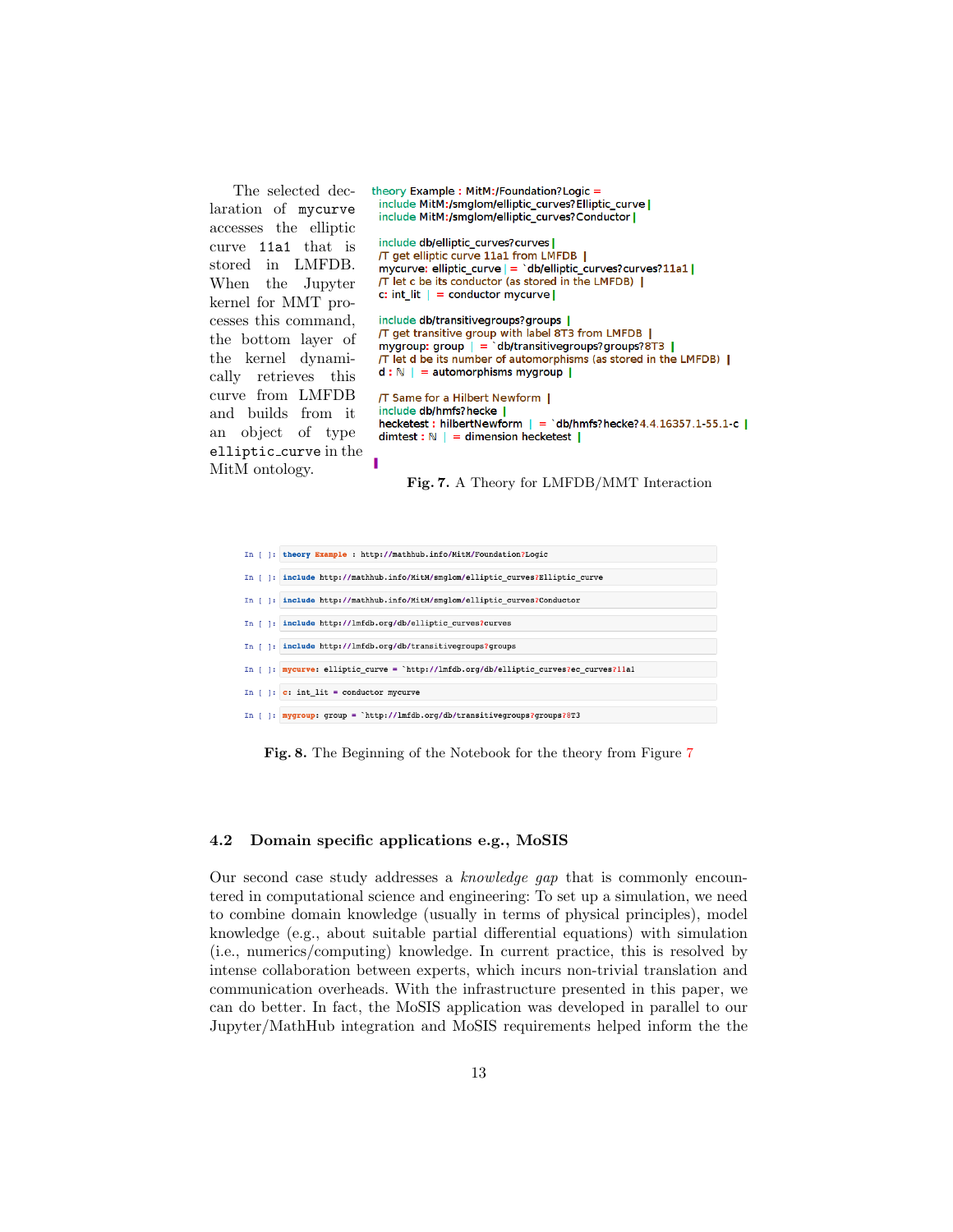The selected declaration of `mycurve` accesses the elliptic curve `11a1` that is stored in LMFDB. When the Jupyter kernel for MMT processes this command, the bottom layer of the kernel dynamically retrieves this curve from LMFDB and builds from it an object of type `elliptic_curve` in the MitM ontology.

```
theory Example : MitM:/Foundation?Logic =
  include MitM:/smglom/elliptic_curves?Elliptic_curve |
  include MitM:/smglom/elliptic_curves?Conductor |

  include db/elliptic_curves?curves |
  /T get elliptic curve 11a1 from LMFDB |
  mycurve: elliptic_curve | = `db/elliptic_curves?curves?11a1 |
  /T let c be its conductor (as stored in the LMFDB) |
  c: int_lit | = conductor mycurve |

  include db/transitivegroups?groups |
  /T get transitive group with label 8T3 from LMFDB |
  mygroup: group | = `db/transitivegroups?groups?8T3 |
  /T let d be its number of automorphisms (as stored in the LMFDB) |
  d : ℕ | = automorphisms mygroup |

  /T Same for a Hilbert Newform |
  include db/hmfs?hecke |
  hecketest : hilbertNewform | = `db/hmfs?hecke?4.4.16357.1-55.1-c |
  dimtest : ℕ | = dimension hecketest |

|
```

**Fig. 7.** A Theory for LMFDB/MMT Interaction

```
In [ ]: theory Example : http://mathhub.info/MitM/Foundation?Logic
In [ ]: include http://mathhub.info/MitM/smglom/elliptic_curves?Elliptic_curve
In [ ]: include http://mathhub.info/MitM/smglom/elliptic_curves?Conductor
In [ ]: include http://lmfdb.org/db/elliptic_curves?curves
In [ ]: include http://lmfdb.org/db/transitivegroups?groups
In [ ]: mycurve: elliptic_curve = `http://lmfdb.org/db/elliptic_curves?ec_curves?11a1
In [ ]: c: int_lit = conductor mycurve
In [ ]: mygroup: group = `http://lmfdb.org/db/transitivegroups?groups?8T3
```

**Fig. 8.** The Beginning of the Notebook for the theory from Figure 7

### 4.2 Domain specific applications e.g., MoSIS

Our second case study addresses a *knowledge gap* that is commonly encountered in computational science and engineering: To set up a simulation, we need to combine domain knowledge (usually in terms of physical principles), model knowledge (e.g., about suitable partial differential equations) with simulation (i.e., numerics/computing) knowledge. In current practice, this is resolved by intense collaboration between experts, which incurs non-trivial translation and communication overheads. With the infrastructure presented in this paper, we can do better. In fact, the MoSIS application was developed in parallel to our Jupyter/MathHub integration and MoSIS requirements helped inform the the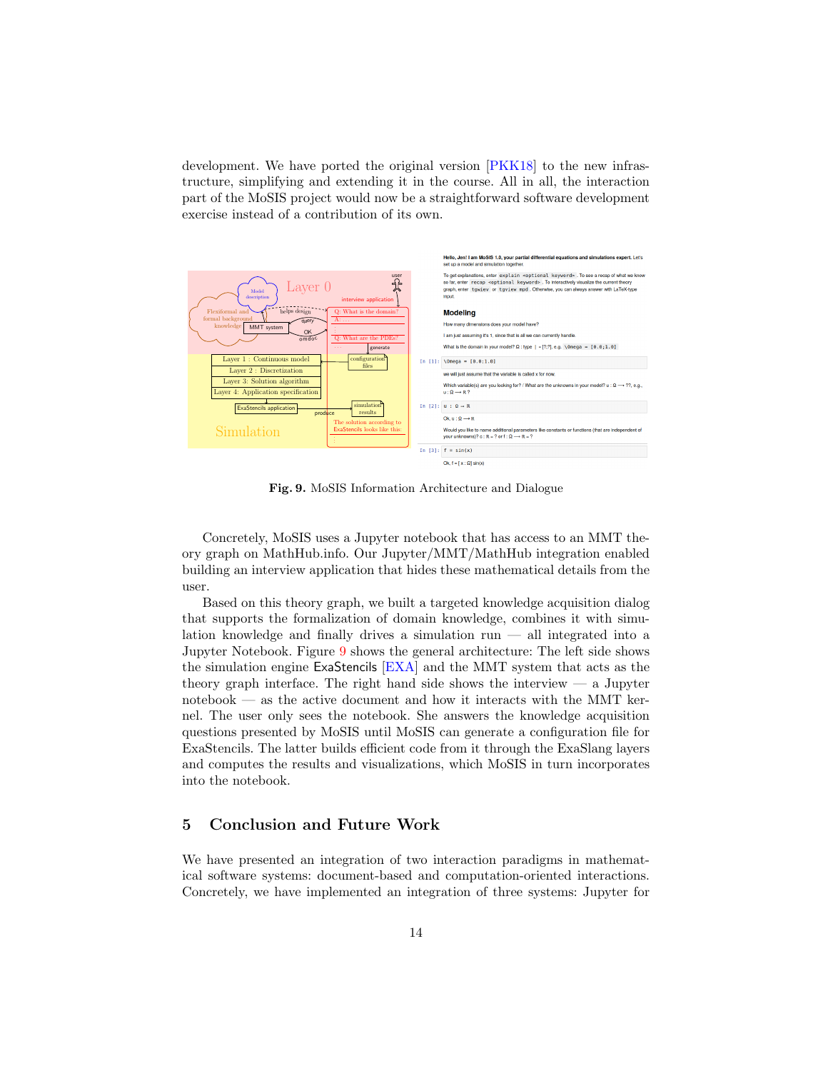development. We have ported the original version [PKK18] to the new infrastructure, simplifying and extending it in the course. All in all, the interaction part of the MoSIS project would now be a straightforward software development exercise instead of a contribution of its own.

**Fig. 9.** MoSIS Information Architecture and Dialogue

Concretely, MoSIS uses a Jupyter notebook that has access to an MMT theory graph on MathHub.info. Our Jupyter/MMT/MathHub integration enabled building an interview application that hides these mathematical details from the user.

Based on this theory graph, we built a targeted knowledge acquisition dialog that supports the formalization of domain knowledge, combines it with simulation knowledge and finally drives a simulation run — all integrated into a Jupyter Notebook. Figure 9 shows the general architecture: The left side shows the simulation engine ExaStencils [EXA] and the MMT system that acts as the theory graph interface. The right hand side shows the interview — a Jupyter notebook — as the active document and how it interacts with the MMT kernel. The user only sees the notebook. She answers the knowledge acquisition questions presented by MoSIS until MoSIS can generate a configuration file for ExaStencils. The latter builds efficient code from it through the ExaSlang layers and computes the results and visualizations, which MoSIS in turn incorporates into the notebook.

## 5 Conclusion and Future Work

We have presented an integration of two interaction paradigms in mathematical software systems: document-based and computation-oriented interactions. Concretely, we have implemented an integration of three systems: Jupyter for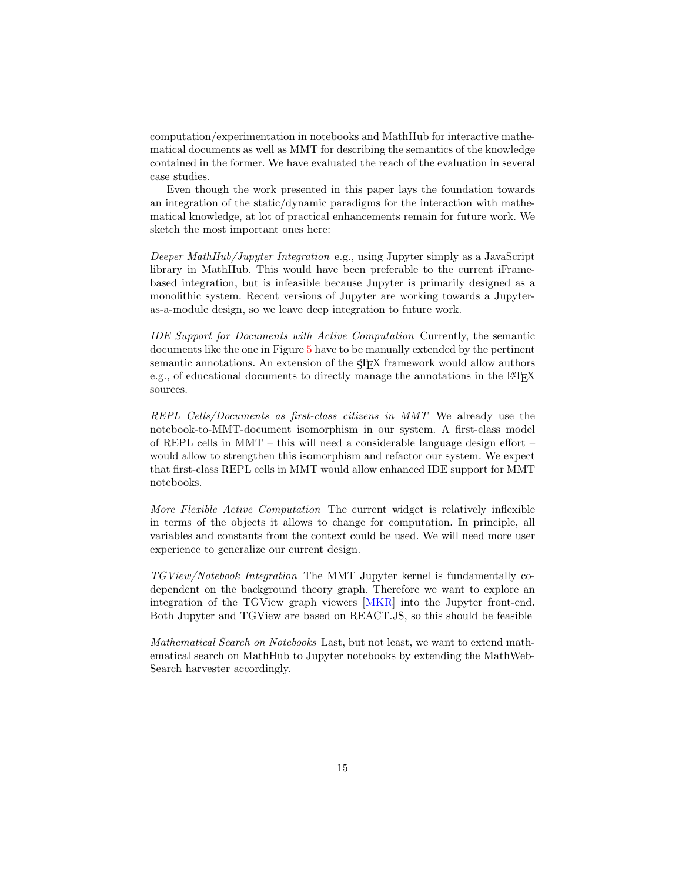computation/experimentation in notebooks and MathHub for interactive mathematical documents as well as MMT for describing the semantics of the knowledge contained in the former. We have evaluated the reach of the evaluation in several case studies.

Even though the work presented in this paper lays the foundation towards an integration of the static/dynamic paradigms for the interaction with mathematical knowledge, at lot of practical enhancements remain for future work. We sketch the most important ones here:

*Deeper MathHub/Jupyter Integration* e.g., using Jupyter simply as a JavaScript library in MathHub. This would have been preferable to the current iFrame-based integration, but is infeasible because Jupyter is primarily designed as a monolithic system. Recent versions of Jupyter are working towards a Jupyter-as-a-module design, so we leave deep integration to future work.

*IDE Support for Documents with Active Computation* Currently, the semantic documents like the one in Figure 5 have to be manually extended by the pertinent semantic annotations. An extension of the sTeX framework would allow authors e.g., of educational documents to directly manage the annotations in the LaTeX sources.

*REPL Cells/Documents as first-class citizens in MMT* We already use the notebook-to-MMT-document isomorphism in our system. A first-class model of REPL cells in MMT – this will need a considerable language design effort – would allow to strengthen this isomorphism and refactor our system. We expect that first-class REPL cells in MMT would allow enhanced IDE support for MMT notebooks.

*More Flexible Active Computation* The current widget is relatively inflexible in terms of the objects it allows to change for computation. In principle, all variables and constants from the context could be used. We will need more user experience to generalize our current design.

*TGView/Notebook Integration* The MMT Jupyter kernel is fundamentally co-dependent on the background theory graph. Therefore we want to explore an integration of the TGView graph viewers [MKR] into the Jupyter front-end. Both Jupyter and TGView are based on REACT.JS, so this should be feasible

*Mathematical Search on Notebooks* Last, but not least, we want to extend mathematical search on MathHub to Jupyter notebooks by extending the MathWebSearch harvester accordingly.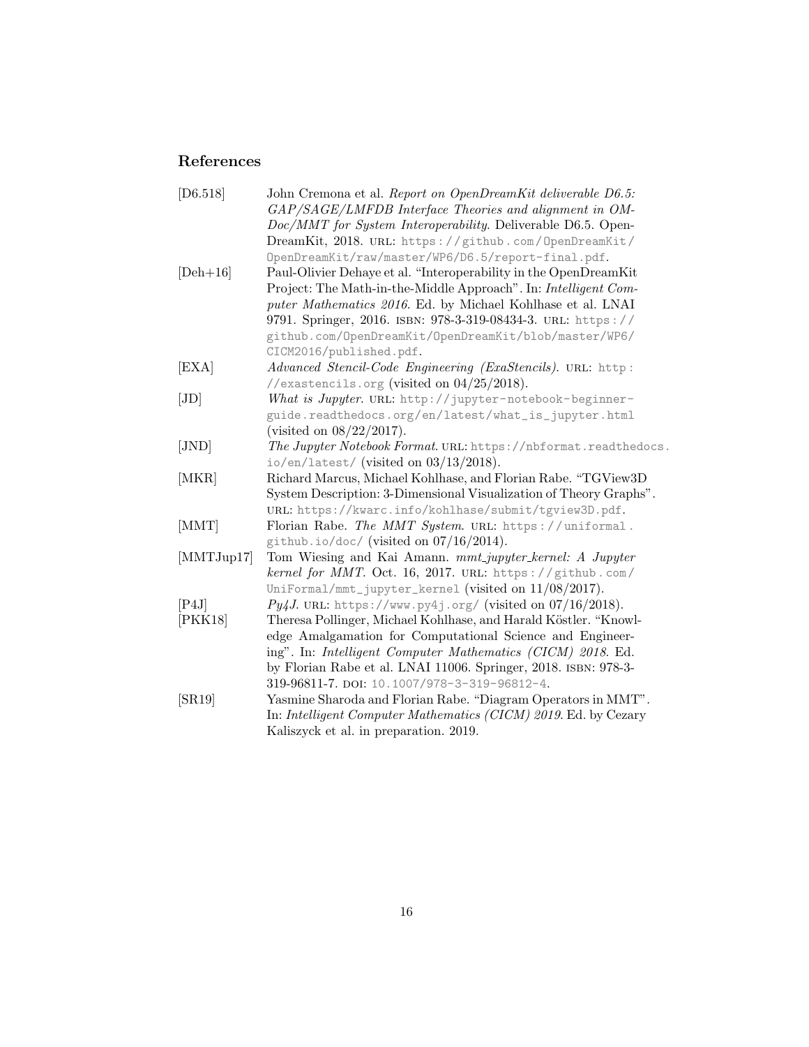## References

[D6.518] John Cremona et al. *Report on OpenDreamKit deliverable D6.5: GAP/SAGE/LMFDB Interface Theories and alignment in OMDoc/MMT for System Interoperability*. Deliverable D6.5. OpenDreamKit, 2018. URL: https://github.com/OpenDreamKit/OpenDreamKit/raw/master/WP6/D6.5/report-final.pdf.

[Deh+16] Paul-Olivier Dehaye et al. "Interoperability in the OpenDreamKit Project: The Math-in-the-Middle Approach". In: *Intelligent Computer Mathematics 2016*. Ed. by Michael Kohlhase et al. LNAI 9791. Springer, 2016. ISBN: 978-3-319-08434-3. URL: https://github.com/OpenDreamKit/OpenDreamKit/blob/master/WP6/CICM2016/published.pdf.

[EXA] *Advanced Stencil-Code Engineering (ExaStencils)*. URL: http://exastencils.org (visited on 04/25/2018).

[JD] *What is Jupyter*. URL: http://jupyter-notebook-beginner-guide.readthedocs.org/en/latest/what_is_jupyter.html (visited on 08/22/2017).

[JND] *The Jupyter Notebook Format*. URL: https://nbformat.readthedocs.io/en/latest/ (visited on 03/13/2018).

[MKR] Richard Marcus, Michael Kohlhase, and Florian Rabe. "TGView3D System Description: 3-Dimensional Visualization of Theory Graphs". URL: https://kwarc.info/kohlhase/submit/tgview3D.pdf.

[MMT] Florian Rabe. *The MMT System*. URL: https://uniformal.github.io/doc/ (visited on 07/16/2014).

[MMTJup17] Tom Wiesing and Kai Amann. *mmt_jupyter_kernel: A Jupyter kernel for MMT*. Oct. 16, 2017. URL: https://github.com/UniFormal/mmt_jupyter_kernel (visited on 11/08/2017).

[P4J] *Py4J*. URL: https://www.py4j.org/ (visited on 07/16/2018).

[PKK18] Theresa Pollinger, Michael Kohlhase, and Harald Köstler. "Knowledge Amalgamation for Computational Science and Engineering". In: *Intelligent Computer Mathematics (CICM) 2018*. Ed. by Florian Rabe et al. LNAI 11006. Springer, 2018. ISBN: 978-3-319-96811-7. DOI: 10.1007/978-3-319-96812-4.

[SR19] Yasmine Sharoda and Florian Rabe. "Diagram Operators in MMT". In: *Intelligent Computer Mathematics (CICM) 2019*. Ed. by Cezary Kaliszyck et al. in preparation. 2019.